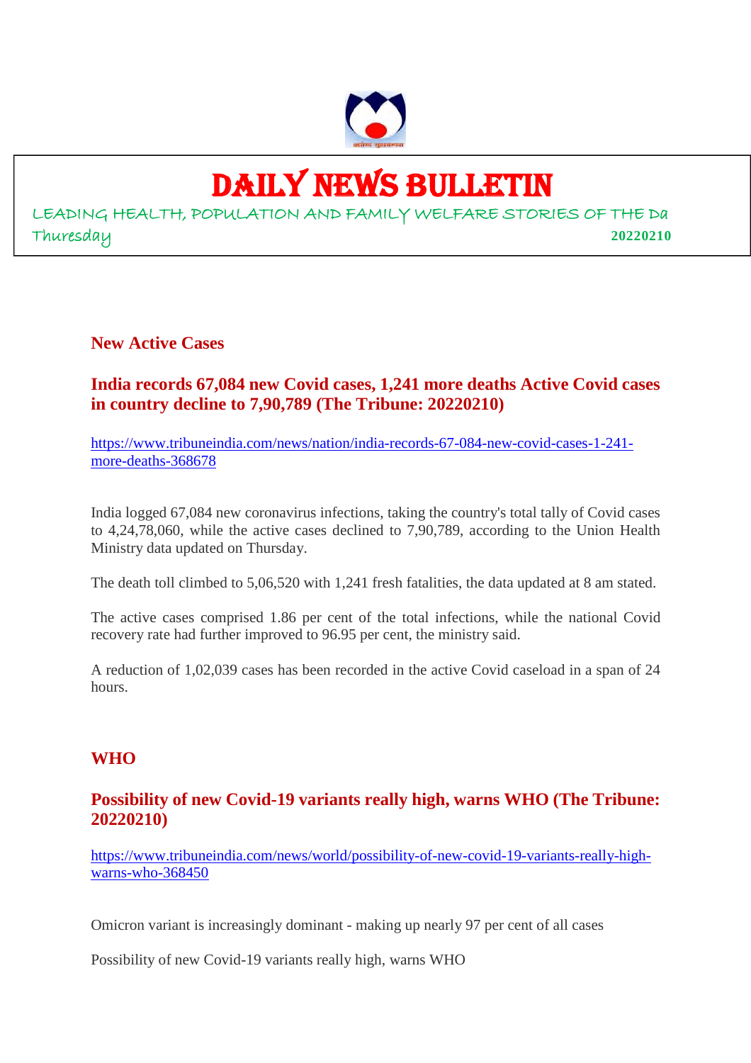# DAILY NEWS BULLETIN

LEADING HEALTH, POPULATION AND FAMILY WELFARE STORIES OF THE Da

Thursday **20220210**

## New Active Cases

### India records 67,084 new Covid cases, 1,241 more deaths Active Covid cases in country decline to 7,90,789 (The Tribune: 20220210)

https://www.tribuneindia.com/news/nation/india-records-67-084-new-covid-cases-1-241-more-deaths-368678

India logged 67,084 new coronavirus infections, taking the country's total tally of Covid cases to 4,24,78,060, while the active cases declined to 7,90,789, according to the Union Health Ministry data updated on Thursday.

The death toll climbed to 5,06,520 with 1,241 fresh fatalities, the data updated at 8 am stated.

The active cases comprised 1.86 per cent of the total infections, while the national Covid recovery rate had further improved to 96.95 per cent, the ministry said.

A reduction of 1,02,039 cases has been recorded in the active Covid caseload in a span of 24 hours.

## WHO

### Possibility of new Covid-19 variants really high, warns WHO (The Tribune: 20220210)

https://www.tribuneindia.com/news/world/possibility-of-new-covid-19-variants-really-high-warns-who-368450

Omicron variant is increasingly dominant - making up nearly 97 per cent of all cases

Possibility of new Covid-19 variants really high, warns WHO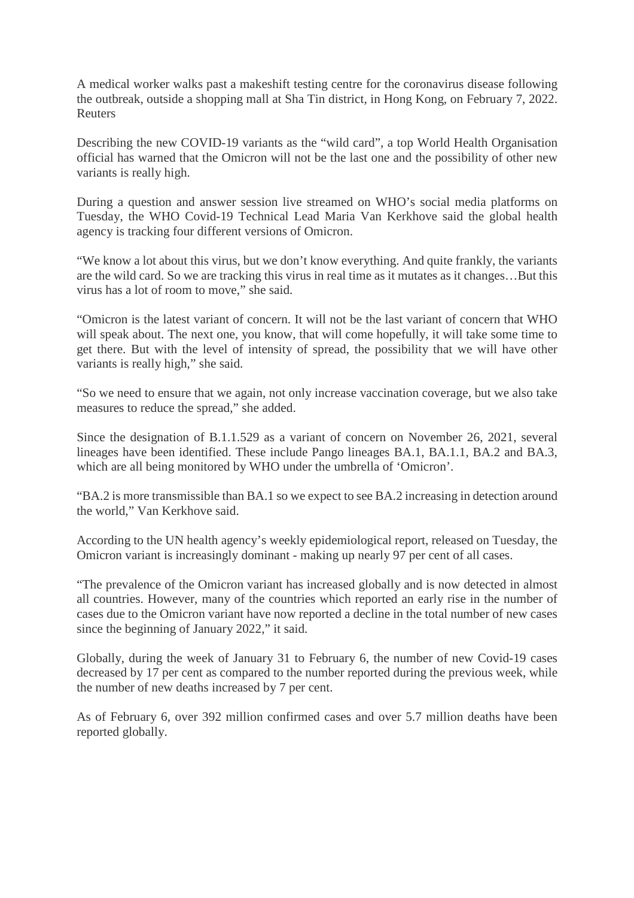A medical worker walks past a makeshift testing centre for the coronavirus disease following the outbreak, outside a shopping mall at Sha Tin district, in Hong Kong, on February 7, 2022. Reuters

Describing the new COVID-19 variants as the "wild card", a top World Health Organisation official has warned that the Omicron will not be the last one and the possibility of other new variants is really high.

During a question and answer session live streamed on WHO's social media platforms on Tuesday, the WHO Covid-19 Technical Lead Maria Van Kerkhove said the global health agency is tracking four different versions of Omicron.

"We know a lot about this virus, but we don't know everything. And quite frankly, the variants are the wild card. So we are tracking this virus in real time as it mutates as it changes…But this virus has a lot of room to move," she said.

"Omicron is the latest variant of concern. It will not be the last variant of concern that WHO will speak about. The next one, you know, that will come hopefully, it will take some time to get there. But with the level of intensity of spread, the possibility that we will have other variants is really high," she said.

"So we need to ensure that we again, not only increase vaccination coverage, but we also take measures to reduce the spread," she added.

Since the designation of B.1.1.529 as a variant of concern on November 26, 2021, several lineages have been identified. These include Pango lineages BA.1, BA.1.1, BA.2 and BA.3, which are all being monitored by WHO under the umbrella of 'Omicron'.

"BA.2 is more transmissible than BA.1 so we expect to see BA.2 increasing in detection around the world," Van Kerkhove said.

According to the UN health agency's weekly epidemiological report, released on Tuesday, the Omicron variant is increasingly dominant - making up nearly 97 per cent of all cases.

"The prevalence of the Omicron variant has increased globally and is now detected in almost all countries. However, many of the countries which reported an early rise in the number of cases due to the Omicron variant have now reported a decline in the total number of new cases since the beginning of January 2022," it said.

Globally, during the week of January 31 to February 6, the number of new Covid-19 cases decreased by 17 per cent as compared to the number reported during the previous week, while the number of new deaths increased by 7 per cent.

As of February 6, over 392 million confirmed cases and over 5.7 million deaths have been reported globally.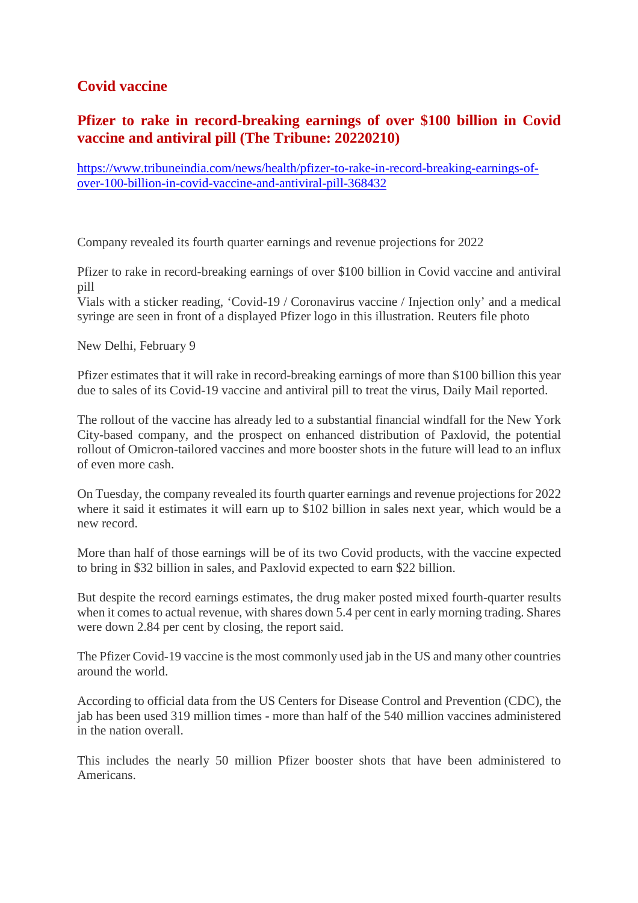## Covid vaccine

### Pfizer to rake in record-breaking earnings of over $100 billion in Covid vaccine and antiviral pill (The Tribune: 20220210)

[https://www.tribuneindia.com/news/health/pfizer-to-rake-in-record-breaking-earnings-of-over-100-billion-in-covid-vaccine-and-antiviral-pill-368432](https://www.tribuneindia.com/news/health/pfizer-to-rake-in-record-breaking-earnings-of-over-100-billion-in-covid-vaccine-and-antiviral-pill-368432)

Company revealed its fourth quarter earnings and revenue projections for 2022

Pfizer to rake in record-breaking earnings of over $100 billion in Covid vaccine and antiviral pill
Vials with a sticker reading, 'Covid-19 / Coronavirus vaccine / Injection only' and a medical syringe are seen in front of a displayed Pfizer logo in this illustration. Reuters file photo

New Delhi, February 9

Pfizer estimates that it will rake in record-breaking earnings of more than $100 billion this year due to sales of its Covid-19 vaccine and antiviral pill to treat the virus, Daily Mail reported.

The rollout of the vaccine has already led to a substantial financial windfall for the New York City-based company, and the prospect on enhanced distribution of Paxlovid, the potential rollout of Omicron-tailored vaccines and more booster shots in the future will lead to an influx of even more cash.

On Tuesday, the company revealed its fourth quarter earnings and revenue projections for 2022 where it said it estimates it will earn up to $102 billion in sales next year, which would be a new record.

More than half of those earnings will be of its two Covid products, with the vaccine expected to bring in $32 billion in sales, and Paxlovid expected to earn $22 billion.

But despite the record earnings estimates, the drug maker posted mixed fourth-quarter results when it comes to actual revenue, with shares down 5.4 per cent in early morning trading. Shares were down 2.84 per cent by closing, the report said.

The Pfizer Covid-19 vaccine is the most commonly used jab in the US and many other countries around the world.

According to official data from the US Centers for Disease Control and Prevention (CDC), the jab has been used 319 million times - more than half of the 540 million vaccines administered in the nation overall.

This includes the nearly 50 million Pfizer booster shots that have been administered to Americans.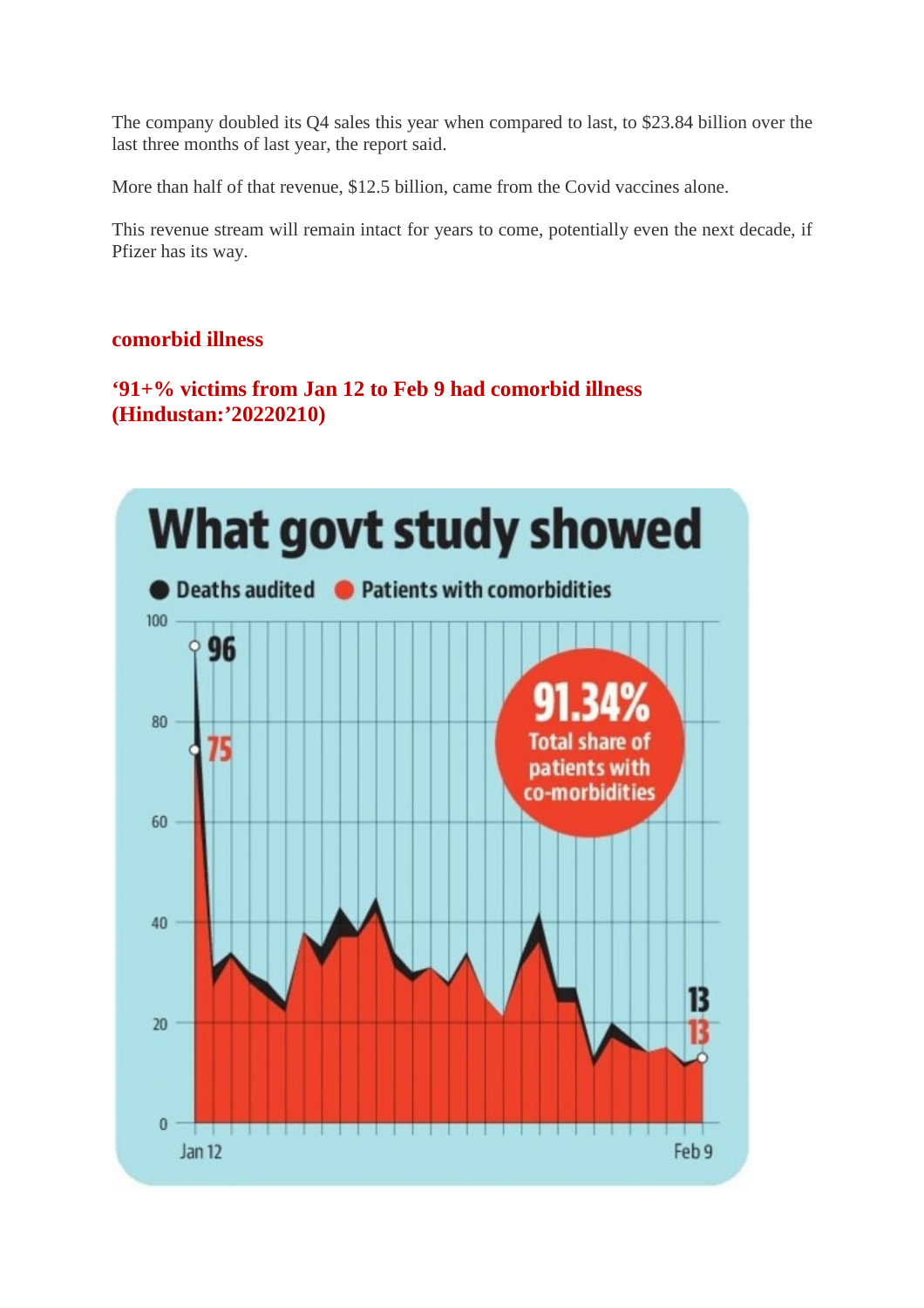The company doubled its Q4 sales this year when compared to last, to $23.84 billion over the last three months of last year, the report said.

More than half of that revenue, $12.5 billion, came from the Covid vaccines alone.

This revenue stream will remain intact for years to come, potentially even the next decade, if Pfizer has its way.

## comorbid illness

### '91+% victims from Jan 12 to Feb 9 had comorbid illness (Hindustan:'20220210)

**What govt study showed**

Deaths audited | Patients with comorbidities

96 | 75

91.34% Total share of patients with co-morbidities

13 | 13

Jan 12 – Feb 9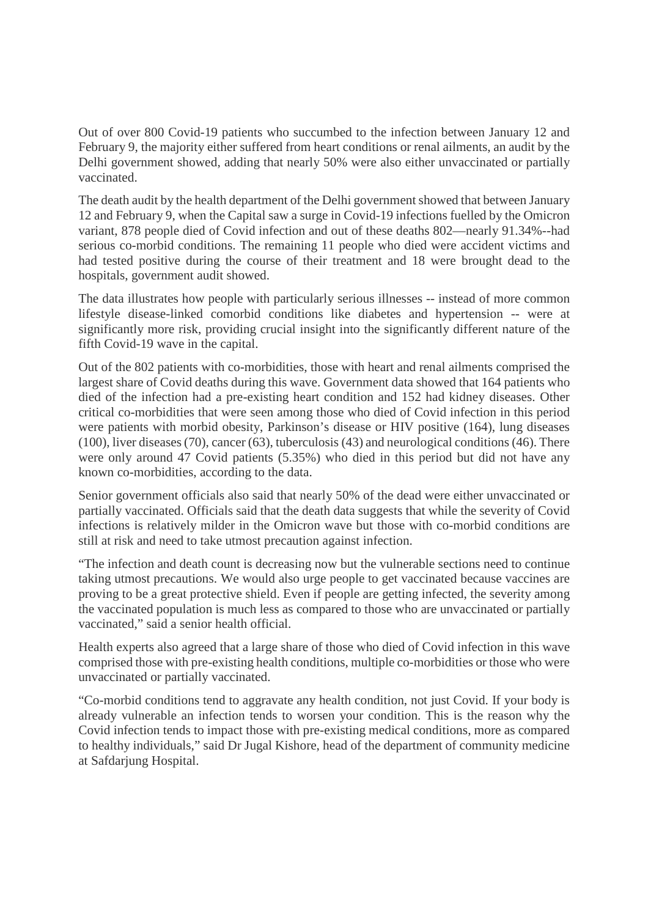Out of over 800 Covid-19 patients who succumbed to the infection between January 12 and February 9, the majority either suffered from heart conditions or renal ailments, an audit by the Delhi government showed, adding that nearly 50% were also either unvaccinated or partially vaccinated.

The death audit by the health department of the Delhi government showed that between January 12 and February 9, when the Capital saw a surge in Covid-19 infections fuelled by the Omicron variant, 878 people died of Covid infection and out of these deaths 802—nearly 91.34%--had serious co-morbid conditions. The remaining 11 people who died were accident victims and had tested positive during the course of their treatment and 18 were brought dead to the hospitals, government audit showed.

The data illustrates how people with particularly serious illnesses -- instead of more common lifestyle disease-linked comorbid conditions like diabetes and hypertension -- were at significantly more risk, providing crucial insight into the significantly different nature of the fifth Covid-19 wave in the capital.

Out of the 802 patients with co-morbidities, those with heart and renal ailments comprised the largest share of Covid deaths during this wave. Government data showed that 164 patients who died of the infection had a pre-existing heart condition and 152 had kidney diseases. Other critical co-morbidities that were seen among those who died of Covid infection in this period were patients with morbid obesity, Parkinson's disease or HIV positive (164), lung diseases (100), liver diseases (70), cancer (63), tuberculosis (43) and neurological conditions (46). There were only around 47 Covid patients (5.35%) who died in this period but did not have any known co-morbidities, according to the data.

Senior government officials also said that nearly 50% of the dead were either unvaccinated or partially vaccinated. Officials said that the death data suggests that while the severity of Covid infections is relatively milder in the Omicron wave but those with co-morbid conditions are still at risk and need to take utmost precaution against infection.

"The infection and death count is decreasing now but the vulnerable sections need to continue taking utmost precautions. We would also urge people to get vaccinated because vaccines are proving to be a great protective shield. Even if people are getting infected, the severity among the vaccinated population is much less as compared to those who are unvaccinated or partially vaccinated," said a senior health official.

Health experts also agreed that a large share of those who died of Covid infection in this wave comprised those with pre-existing health conditions, multiple co-morbidities or those who were unvaccinated or partially vaccinated.

"Co-morbid conditions tend to aggravate any health condition, not just Covid. If your body is already vulnerable an infection tends to worsen your condition. This is the reason why the Covid infection tends to impact those with pre-existing medical conditions, more as compared to healthy individuals," said Dr Jugal Kishore, head of the department of community medicine at Safdarjung Hospital.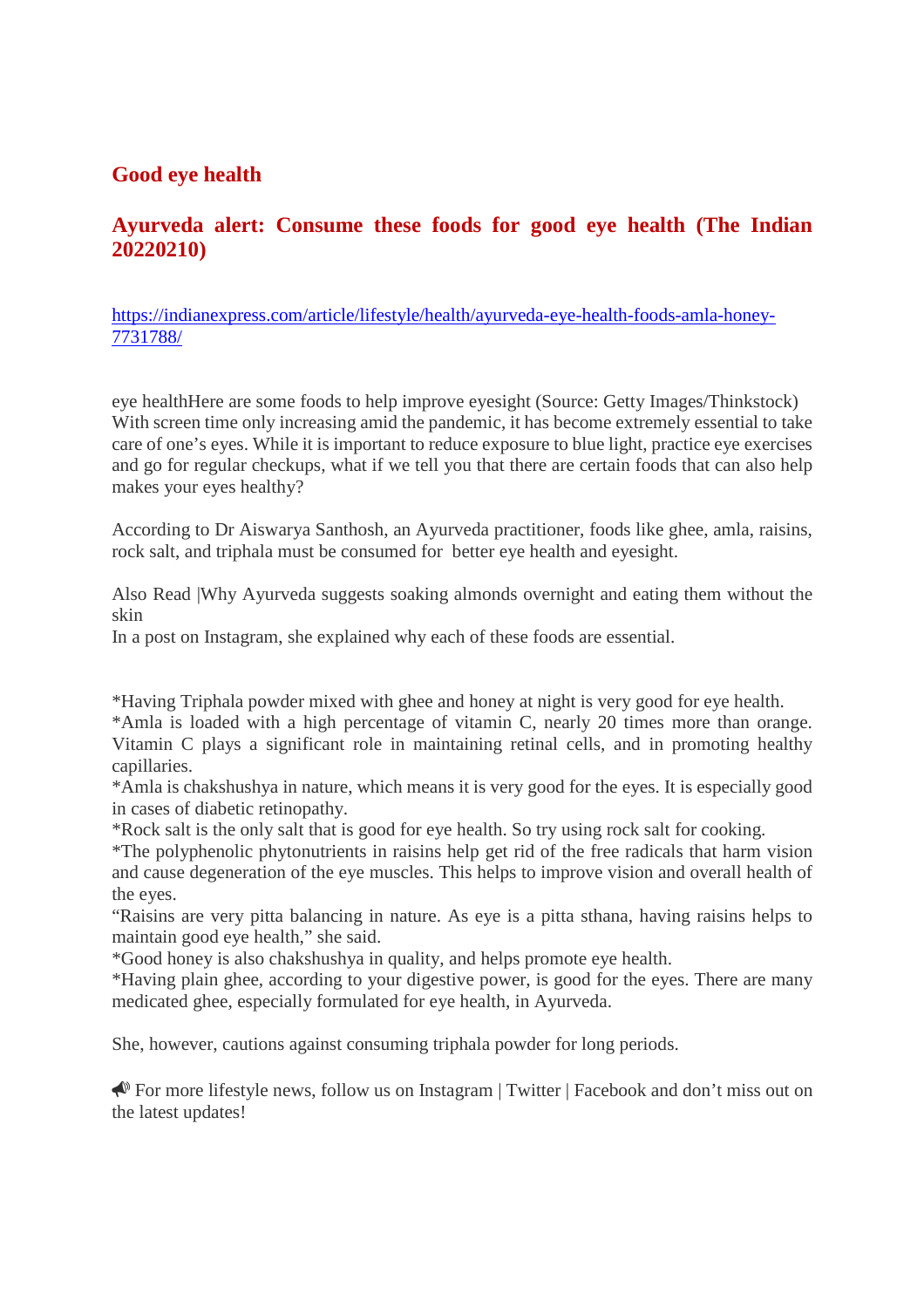## Good eye health

## Ayurveda alert: Consume these foods for good eye health (The Indian 20220210)

https://indianexpress.com/article/lifestyle/health/ayurveda-eye-health-foods-amla-honey-7731788/

eye healthHere are some foods to help improve eyesight (Source: Getty Images/Thinkstock) With screen time only increasing amid the pandemic, it has become extremely essential to take care of one's eyes. While it is important to reduce exposure to blue light, practice eye exercises and go for regular checkups, what if we tell you that there are certain foods that can also help makes your eyes healthy?

According to Dr Aiswarya Santhosh, an Ayurveda practitioner, foods like ghee, amla, raisins, rock salt, and triphala must be consumed for  better eye health and eyesight.

Also Read |Why Ayurveda suggests soaking almonds overnight and eating them without the skin
In a post on Instagram, she explained why each of these foods are essential.

*Having Triphala powder mixed with ghee and honey at night is very good for eye health.
*Amla is loaded with a high percentage of vitamin C, nearly 20 times more than orange. Vitamin C plays a significant role in maintaining retinal cells, and in promoting healthy capillaries.
*Amla is chakshushya in nature, which means it is very good for the eyes. It is especially good in cases of diabetic retinopathy.
*Rock salt is the only salt that is good for eye health. So try using rock salt for cooking.
*The polyphenolic phytonutrients in raisins help get rid of the free radicals that harm vision and cause degeneration of the eye muscles. This helps to improve vision and overall health of the eyes.
"Raisins are very pitta balancing in nature. As eye is a pitta sthana, having raisins helps to maintain good eye health," she said.
*Good honey is also chakshushya in quality, and helps promote eye health.
*Having plain ghee, according to your digestive power, is good for the eyes. There are many medicated ghee, especially formulated for eye health, in Ayurveda.

She, however, cautions against consuming triphala powder for long periods.

📣 For more lifestyle news, follow us on Instagram | Twitter | Facebook and don't miss out on the latest updates!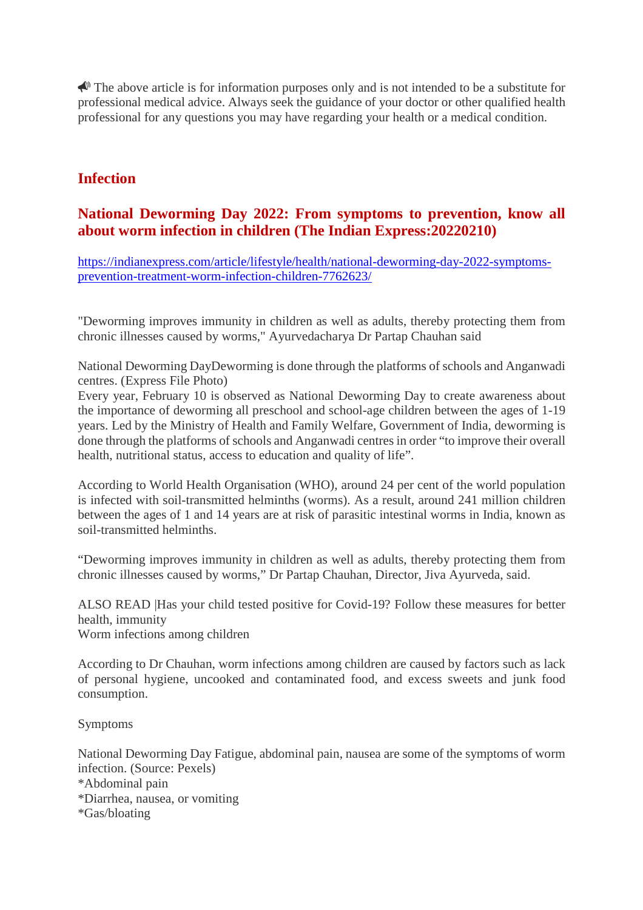📢 The above article is for information purposes only and is not intended to be a substitute for professional medical advice. Always seek the guidance of your doctor or other qualified health professional for any questions you may have regarding your health or a medical condition.

## Infection

### National Deworming Day 2022: From symptoms to prevention, know all about worm infection in children (The Indian Express:20220210)

[https://indianexpress.com/article/lifestyle/health/national-deworming-day-2022-symptoms-prevention-treatment-worm-infection-children-7762623/](https://indianexpress.com/article/lifestyle/health/national-deworming-day-2022-symptoms-prevention-treatment-worm-infection-children-7762623/)

"Deworming improves immunity in children as well as adults, thereby protecting them from chronic illnesses caused by worms," Ayurvedacharya Dr Partap Chauhan said

National Deworming DayDeworming is done through the platforms of schools and Anganwadi centres. (Express File Photo)
Every year, February 10 is observed as National Deworming Day to create awareness about the importance of deworming all preschool and school-age children between the ages of 1-19 years. Led by the Ministry of Health and Family Welfare, Government of India, deworming is done through the platforms of schools and Anganwadi centres in order "to improve their overall health, nutritional status, access to education and quality of life".

According to World Health Organisation (WHO), around 24 per cent of the world population is infected with soil-transmitted helminths (worms). As a result, around 241 million children between the ages of 1 and 14 years are at risk of parasitic intestinal worms in India, known as soil-transmitted helminths.

"Deworming improves immunity in children as well as adults, thereby protecting them from chronic illnesses caused by worms," Dr Partap Chauhan, Director, Jiva Ayurveda, said.

ALSO READ |Has your child tested positive for Covid-19? Follow these measures for better health, immunity
Worm infections among children

According to Dr Chauhan, worm infections among children are caused by factors such as lack of personal hygiene, uncooked and contaminated food, and excess sweets and junk food consumption.

Symptoms

National Deworming Day Fatigue, abdominal pain, nausea are some of the symptoms of worm infection. (Source: Pexels)
*Abdominal pain
*Diarrhea, nausea, or vomiting
*Gas/bloating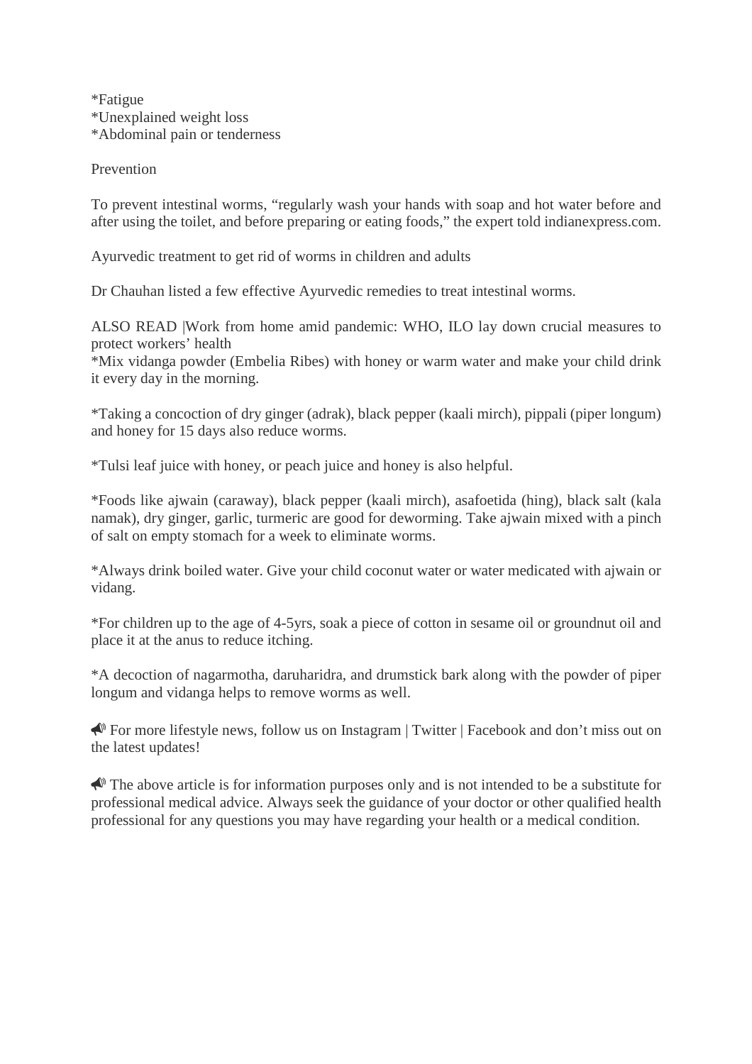*Fatigue
*Unexplained weight loss
*Abdominal pain or tenderness

Prevention

To prevent intestinal worms, "regularly wash your hands with soap and hot water before and after using the toilet, and before preparing or eating foods," the expert told indianexpress.com.

Ayurvedic treatment to get rid of worms in children and adults

Dr Chauhan listed a few effective Ayurvedic remedies to treat intestinal worms.

ALSO READ |Work from home amid pandemic: WHO, ILO lay down crucial measures to protect workers' health
*Mix vidanga powder (Embelia Ribes) with honey or warm water and make your child drink it every day in the morning.

*Taking a concoction of dry ginger (adrak), black pepper (kaali mirch), pippali (piper longum) and honey for 15 days also reduce worms.

*Tulsi leaf juice with honey, or peach juice and honey is also helpful.

*Foods like ajwain (caraway), black pepper (kaali mirch), asafoetida (hing), black salt (kala namak), dry ginger, garlic, turmeric are good for deworming. Take ajwain mixed with a pinch of salt on empty stomach for a week to eliminate worms.

*Always drink boiled water. Give your child coconut water or water medicated with ajwain or vidang.

*For children up to the age of 4-5yrs, soak a piece of cotton in sesame oil or groundnut oil and place it at the anus to reduce itching.

*A decoction of nagarmotha, daruharidra, and drumstick bark along with the powder of piper longum and vidanga helps to remove worms as well.

📣 For more lifestyle news, follow us on Instagram | Twitter | Facebook and don't miss out on the latest updates!

📣 The above article is for information purposes only and is not intended to be a substitute for professional medical advice. Always seek the guidance of your doctor or other qualified health professional for any questions you may have regarding your health or a medical condition.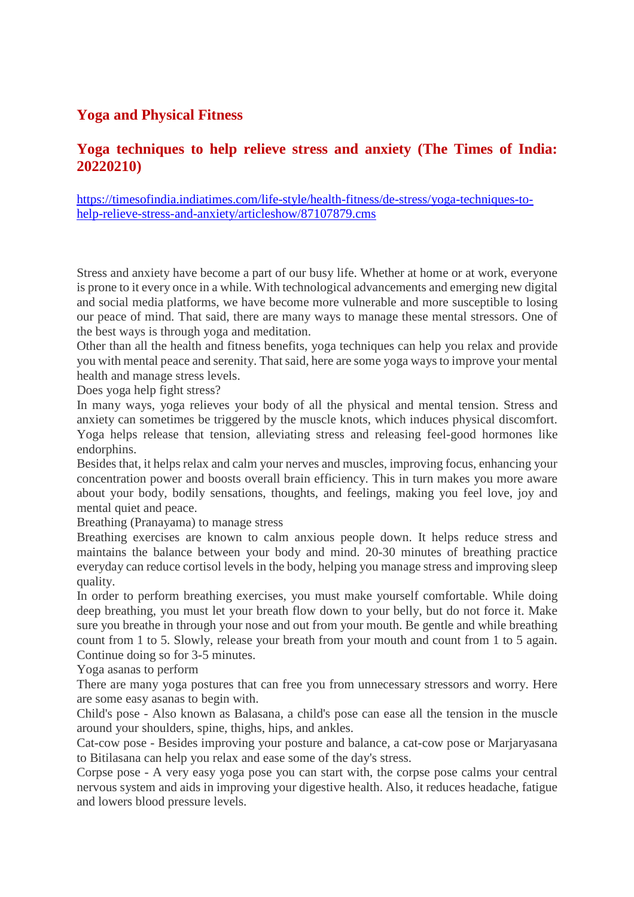## Yoga and Physical Fitness

## Yoga techniques to help relieve stress and anxiety (The Times of India: 20220210)

https://timesofindia.indiatimes.com/life-style/health-fitness/de-stress/yoga-techniques-to-help-relieve-stress-and-anxiety/articleshow/87107879.cms

Stress and anxiety have become a part of our busy life. Whether at home or at work, everyone is prone to it every once in a while. With technological advancements and emerging new digital and social media platforms, we have become more vulnerable and more susceptible to losing our peace of mind. That said, there are many ways to manage these mental stressors. One of the best ways is through yoga and meditation.

Other than all the health and fitness benefits, yoga techniques can help you relax and provide you with mental peace and serenity. That said, here are some yoga ways to improve your mental health and manage stress levels.

Does yoga help fight stress?

In many ways, yoga relieves your body of all the physical and mental tension. Stress and anxiety can sometimes be triggered by the muscle knots, which induces physical discomfort. Yoga helps release that tension, alleviating stress and releasing feel-good hormones like endorphins.

Besides that, it helps relax and calm your nerves and muscles, improving focus, enhancing your concentration power and boosts overall brain efficiency. This in turn makes you more aware about your body, bodily sensations, thoughts, and feelings, making you feel love, joy and mental quiet and peace.

Breathing (Pranayama) to manage stress

Breathing exercises are known to calm anxious people down. It helps reduce stress and maintains the balance between your body and mind. 20-30 minutes of breathing practice everyday can reduce cortisol levels in the body, helping you manage stress and improving sleep quality.

In order to perform breathing exercises, you must make yourself comfortable. While doing deep breathing, you must let your breath flow down to your belly, but do not force it. Make sure you breathe in through your nose and out from your mouth. Be gentle and while breathing count from 1 to 5. Slowly, release your breath from your mouth and count from 1 to 5 again. Continue doing so for 3-5 minutes.

Yoga asanas to perform

There are many yoga postures that can free you from unnecessary stressors and worry. Here are some easy asanas to begin with.

Child's pose - Also known as Balasana, a child's pose can ease all the tension in the muscle around your shoulders, spine, thighs, hips, and ankles.

Cat-cow pose - Besides improving your posture and balance, a cat-cow pose or Marjaryasana to Bitilasana can help you relax and ease some of the day's stress.

Corpse pose - A very easy yoga pose you can start with, the corpse pose calms your central nervous system and aids in improving your digestive health. Also, it reduces headache, fatigue and lowers blood pressure levels.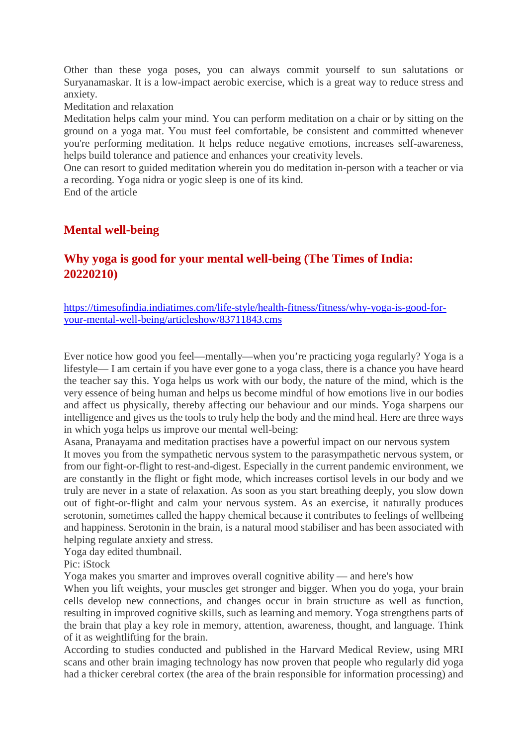Other than these yoga poses, you can always commit yourself to sun salutations or Suryanamaskar. It is a low-impact aerobic exercise, which is a great way to reduce stress and anxiety.

Meditation and relaxation

Meditation helps calm your mind. You can perform meditation on a chair or by sitting on the ground on a yoga mat. You must feel comfortable, be consistent and committed whenever you're performing meditation. It helps reduce negative emotions, increases self-awareness, helps build tolerance and patience and enhances your creativity levels.

One can resort to guided meditation wherein you do meditation in-person with a teacher or via a recording. Yoga nidra or yogic sleep is one of its kind.

End of the article

## Mental well-being

### Why yoga is good for your mental well-being (The Times of India: 20220210)

https://timesofindia.indiatimes.com/life-style/health-fitness/fitness/why-yoga-is-good-for-your-mental-well-being/articleshow/83711843.cms

Ever notice how good you feel—mentally—when you're practicing yoga regularly? Yoga is a lifestyle— I am certain if you have ever gone to a yoga class, there is a chance you have heard the teacher say this. Yoga helps us work with our body, the nature of the mind, which is the very essence of being human and helps us become mindful of how emotions live in our bodies and affect us physically, thereby affecting our behaviour and our minds. Yoga sharpens our intelligence and gives us the tools to truly help the body and the mind heal. Here are three ways in which yoga helps us improve our mental well-being:

Asana, Pranayama and meditation practises have a powerful impact on our nervous system

It moves you from the sympathetic nervous system to the parasympathetic nervous system, or from our fight-or-flight to rest-and-digest. Especially in the current pandemic environment, we are constantly in the flight or fight mode, which increases cortisol levels in our body and we truly are never in a state of relaxation. As soon as you start breathing deeply, you slow down out of fight-or-flight and calm your nervous system. As an exercise, it naturally produces serotonin, sometimes called the happy chemical because it contributes to feelings of wellbeing and happiness. Serotonin in the brain, is a natural mood stabiliser and has been associated with helping regulate anxiety and stress.

Yoga day edited thumbnail.

Pic: iStock

Yoga makes you smarter and improves overall cognitive ability — and here's how

When you lift weights, your muscles get stronger and bigger. When you do yoga, your brain cells develop new connections, and changes occur in brain structure as well as function, resulting in improved cognitive skills, such as learning and memory. Yoga strengthens parts of the brain that play a key role in memory, attention, awareness, thought, and language. Think of it as weightlifting for the brain.

According to studies conducted and published in the Harvard Medical Review, using MRI scans and other brain imaging technology has now proven that people who regularly did yoga had a thicker cerebral cortex (the area of the brain responsible for information processing) and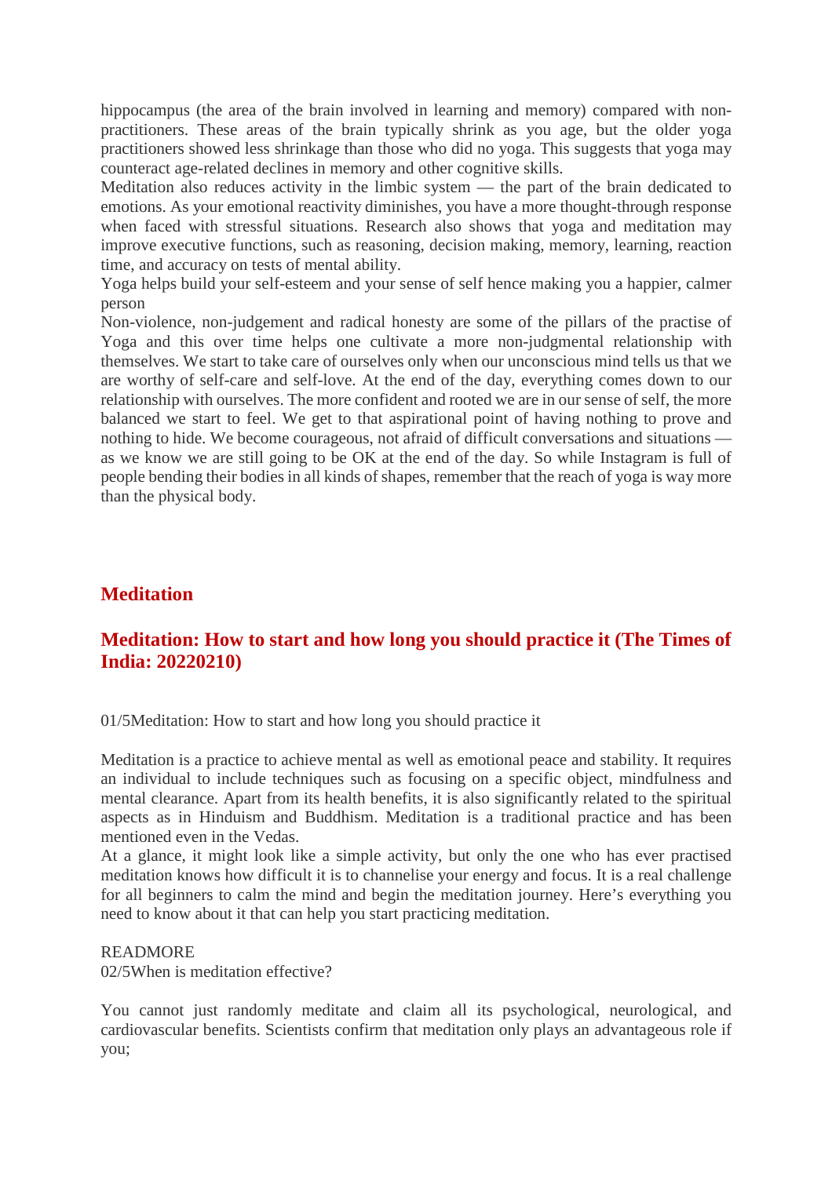hippocampus (the area of the brain involved in learning and memory) compared with non-practitioners. These areas of the brain typically shrink as you age, but the older yoga practitioners showed less shrinkage than those who did no yoga. This suggests that yoga may counteract age-related declines in memory and other cognitive skills.
Meditation also reduces activity in the limbic system — the part of the brain dedicated to emotions. As your emotional reactivity diminishes, you have a more thought-through response when faced with stressful situations. Research also shows that yoga and meditation may improve executive functions, such as reasoning, decision making, memory, learning, reaction time, and accuracy on tests of mental ability.
Yoga helps build your self-esteem and your sense of self hence making you a happier, calmer person
Non-violence, non-judgement and radical honesty are some of the pillars of the practise of Yoga and this over time helps one cultivate a more non-judgmental relationship with themselves. We start to take care of ourselves only when our unconscious mind tells us that we are worthy of self-care and self-love. At the end of the day, everything comes down to our relationship with ourselves. The more confident and rooted we are in our sense of self, the more balanced we start to feel. We get to that aspirational point of having nothing to prove and nothing to hide. We become courageous, not afraid of difficult conversations and situations — as we know we are still going to be OK at the end of the day. So while Instagram is full of people bending their bodies in all kinds of shapes, remember that the reach of yoga is way more than the physical body.

## Meditation

## Meditation: How to start and how long you should practice it (The Times of India: 20220210)

01/5Meditation: How to start and how long you should practice it

Meditation is a practice to achieve mental as well as emotional peace and stability. It requires an individual to include techniques such as focusing on a specific object, mindfulness and mental clearance. Apart from its health benefits, it is also significantly related to the spiritual aspects as in Hinduism and Buddhism. Meditation is a traditional practice and has been mentioned even in the Vedas.
At a glance, it might look like a simple activity, but only the one who has ever practised meditation knows how difficult it is to channelise your energy and focus. It is a real challenge for all beginners to calm the mind and begin the meditation journey. Here's everything you need to know about it that can help you start practicing meditation.

READMORE
02/5When is meditation effective?

You cannot just randomly meditate and claim all its psychological, neurological, and cardiovascular benefits. Scientists confirm that meditation only plays an advantageous role if you;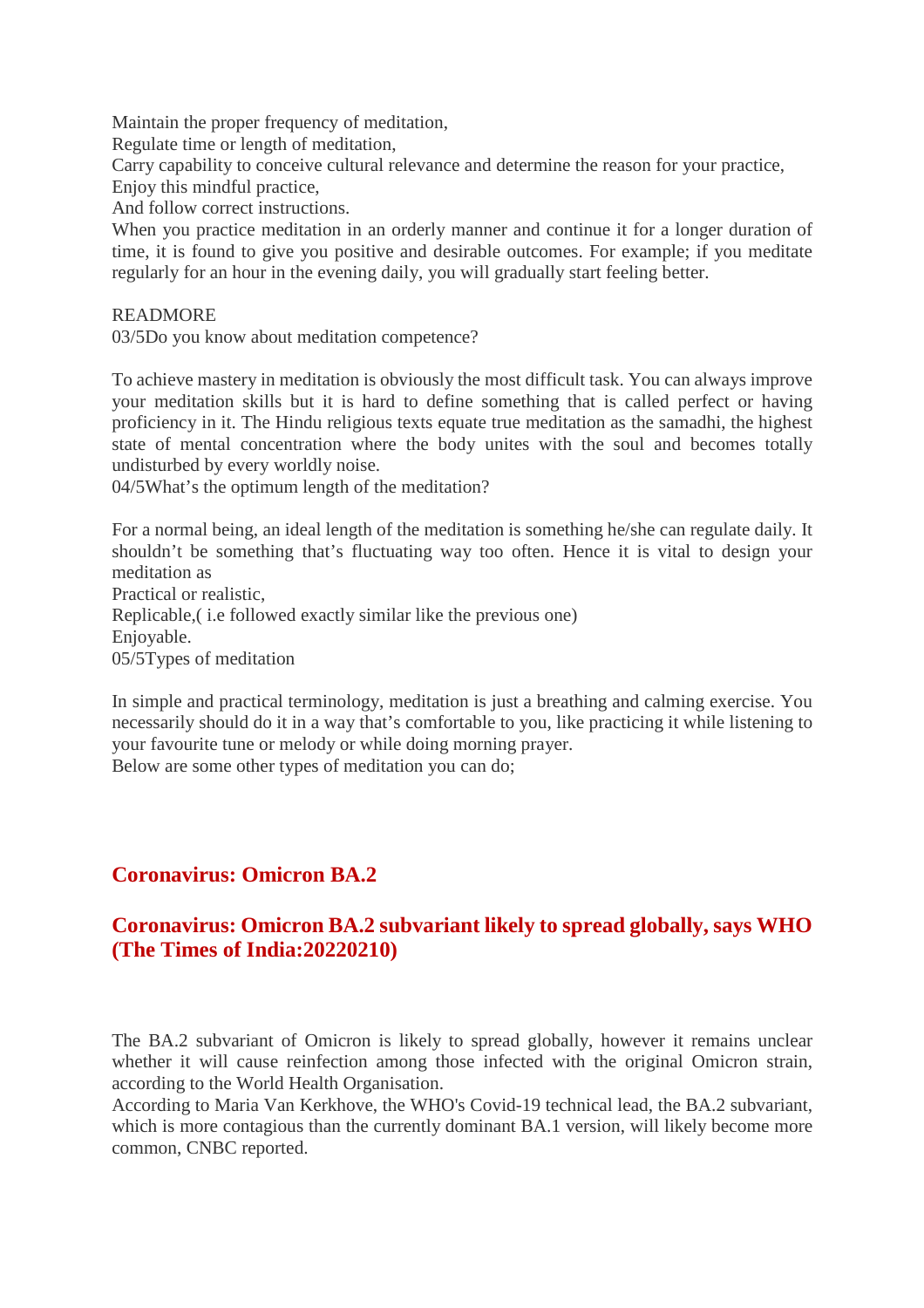Maintain the proper frequency of meditation,
Regulate time or length of meditation,
Carry capability to conceive cultural relevance and determine the reason for your practice,
Enjoy this mindful practice,
And follow correct instructions.
When you practice meditation in an orderly manner and continue it for a longer duration of time, it is found to give you positive and desirable outcomes. For example; if you meditate regularly for an hour in the evening daily, you will gradually start feeling better.

READMORE
03/5Do you know about meditation competence?

To achieve mastery in meditation is obviously the most difficult task. You can always improve your meditation skills but it is hard to define something that is called perfect or having proficiency in it. The Hindu religious texts equate true meditation as the samadhi, the highest state of mental concentration where the body unites with the soul and becomes totally undisturbed by every worldly noise.
04/5What's the optimum length of the meditation?

For a normal being, an ideal length of the meditation is something he/she can regulate daily. It shouldn't be something that's fluctuating way too often. Hence it is vital to design your meditation as
Practical or realistic,
Replicable,( i.e followed exactly similar like the previous one)
Enjoyable.
05/5Types of meditation

In simple and practical terminology, meditation is just a breathing and calming exercise. You necessarily should do it in a way that's comfortable to you, like practicing it while listening to your favourite tune or melody or while doing morning prayer.
Below are some other types of meditation you can do;

## Coronavirus: Omicron BA.2

## Coronavirus: Omicron BA.2 subvariant likely to spread globally, says WHO (The Times of India:20220210)

The BA.2 subvariant of Omicron is likely to spread globally, however it remains unclear whether it will cause reinfection among those infected with the original Omicron strain, according to the World Health Organisation.
According to Maria Van Kerkhove, the WHO's Covid-19 technical lead, the BA.2 subvariant, which is more contagious than the currently dominant BA.1 version, will likely become more common, CNBC reported.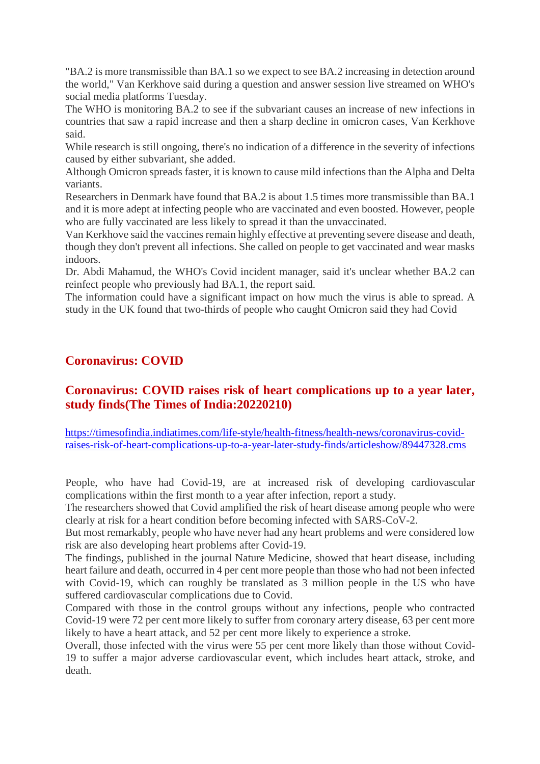"BA.2 is more transmissible than BA.1 so we expect to see BA.2 increasing in detection around the world," Van Kerkhove said during a question and answer session live streamed on WHO's social media platforms Tuesday.

The WHO is monitoring BA.2 to see if the subvariant causes an increase of new infections in countries that saw a rapid increase and then a sharp decline in omicron cases, Van Kerkhove said.

While research is still ongoing, there's no indication of a difference in the severity of infections caused by either subvariant, she added.

Although Omicron spreads faster, it is known to cause mild infections than the Alpha and Delta variants.

Researchers in Denmark have found that BA.2 is about 1.5 times more transmissible than BA.1 and it is more adept at infecting people who are vaccinated and even boosted. However, people who are fully vaccinated are less likely to spread it than the unvaccinated.

Van Kerkhove said the vaccines remain highly effective at preventing severe disease and death, though they don't prevent all infections. She called on people to get vaccinated and wear masks indoors.

Dr. Abdi Mahamud, the WHO's Covid incident manager, said it's unclear whether BA.2 can reinfect people who previously had BA.1, the report said.

The information could have a significant impact on how much the virus is able to spread. A study in the UK found that two-thirds of people who caught Omicron said they had Covid

## Coronavirus: COVID

### Coronavirus: COVID raises risk of heart complications up to a year later, study finds(The Times of India:20220210)

https://timesofindia.indiatimes.com/life-style/health-fitness/health-news/coronavirus-covid-raises-risk-of-heart-complications-up-to-a-year-later-study-finds/articleshow/89447328.cms

People, who have had Covid-19, are at increased risk of developing cardiovascular complications within the first month to a year after infection, report a study.

The researchers showed that Covid amplified the risk of heart disease among people who were clearly at risk for a heart condition before becoming infected with SARS-CoV-2.

But most remarkably, people who have never had any heart problems and were considered low risk are also developing heart problems after Covid-19.

The findings, published in the journal Nature Medicine, showed that heart disease, including heart failure and death, occurred in 4 per cent more people than those who had not been infected with Covid-19, which can roughly be translated as 3 million people in the US who have suffered cardiovascular complications due to Covid.

Compared with those in the control groups without any infections, people who contracted Covid-19 were 72 per cent more likely to suffer from coronary artery disease, 63 per cent more likely to have a heart attack, and 52 per cent more likely to experience a stroke.

Overall, those infected with the virus were 55 per cent more likely than those without Covid-19 to suffer a major adverse cardiovascular event, which includes heart attack, stroke, and death.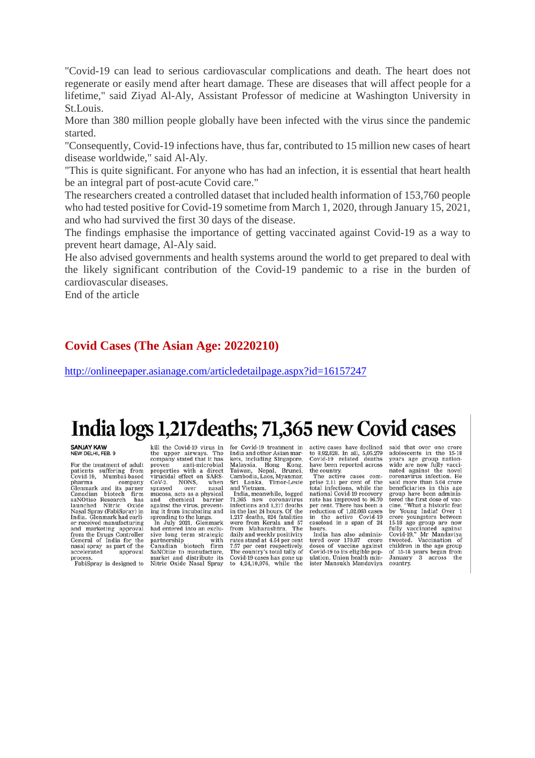"Covid-19 can lead to serious cardiovascular complications and death. The heart does not regenerate or easily mend after heart damage. These are diseases that will affect people for a lifetime," said Ziyad Al-Aly, Assistant Professor of medicine at Washington University in St.Louis.

More than 380 million people globally have been infected with the virus since the pandemic started.

"Consequently, Covid-19 infections have, thus far, contributed to 15 million new cases of heart disease worldwide," said Al-Aly.

"This is quite significant. For anyone who has had an infection, it is essential that heart health be an integral part of post-acute Covid care."

The researchers created a controlled dataset that included health information of 153,760 people who had tested positive for Covid-19 sometime from March 1, 2020, through January 15, 2021, and who had survived the first 30 days of the disease.

The findings emphasise the importance of getting vaccinated against Covid-19 as a way to prevent heart damage, Al-Aly said.

He also advised governments and health systems around the world to get prepared to deal with the likely significant contribution of the Covid-19 pandemic to a rise in the burden of cardiovascular diseases.

End of the article

## Covid Cases (The Asian Age: 20220210)

http://onlineepaper.asianage.com/articledetailpage.aspx?id=16157247

# India logs 1,217deaths; 71,365 new Covid cases

**SANJAY KAW**
NEW DELHI, FEB. 9

For the treatment of adult patients suffering from Covid-19, Mumbai-based pharma company Glenmark and its parner Canadian biotech firm saNOtise Research has launched Nitric Oxide Nasal Spray (FabiSpray) in India. Glenmark had earlier received manufacturing and marketing approval from the Drugs Controller General of India for the nasal spray as part of the accelerated approval process.

FabiSpray is designed to kill the Covid-19 virus in the upper airways. The company stated that it has proven anti-microbial properties with a direct virucidal effect on SARS-CoV-2. NONS, when sprayed over nasal mucosa, acts as a physical and chemical barrier against the virus, preventing it from incubating and spreading to the lungs.

In July 2021, Glenmark had entered into an exclusive long term strategic partnership with Canadian biotech firm SaNOtize to manufacture, market and distribute its Nitric Oxide Nasal Spray for Covid-19 treatment in India and other Asian markets, including Singapore, Malaysia, Hong Kong, Taiwan, Nepal, Brunei, Cambodia, Laos, Myanmar, Sri Lanka, Timor-Leste and Vietnam.

India, meanwhile, logged 71,365 new coronavirus infections and 1,217 deaths in the last 24 hours. Of the 1,217 deaths, 824 fatalities were from Kerala and 57 from Maharashtra. The daily and weekly positivity rates stand at 4.54 per cent 7.57 per cent respectively. The country's total tally of Covid-19 cases has gone up to 4,24,10,976, while the active cases have declined to 8,92,828. In all, 5,05,279 Covid-19 related deaths have been reported across the country.

The active cases comprise 2.11 per cent of the total infections, while the national Covid-19 recovery rate has improved to 96.70 per cent. There has been a reduction of 1,02,063 cases in the active Covid-19 caseload in a span of 24 hours.

India has also administered over 170.87 crore doses of vaccine against Covid-19 to its eligible population. Union health minister Mansukh Mandaviya said that over one crore adolescents in the 15-18 years age group nationwide are now fully vaccinated against the novel coronavirus infection. He said more than 5.04 crore beneficiaries in this age group have been administered the first dose of vaccine. "What a historic feat by Young India! Over 1 crore youngsters between 15-18 age group are now fully vaccinated against Covid-19," Mr Mandaviya tweeted. Vaccination of children in the age group of 15-18 years began from January 3 across the country.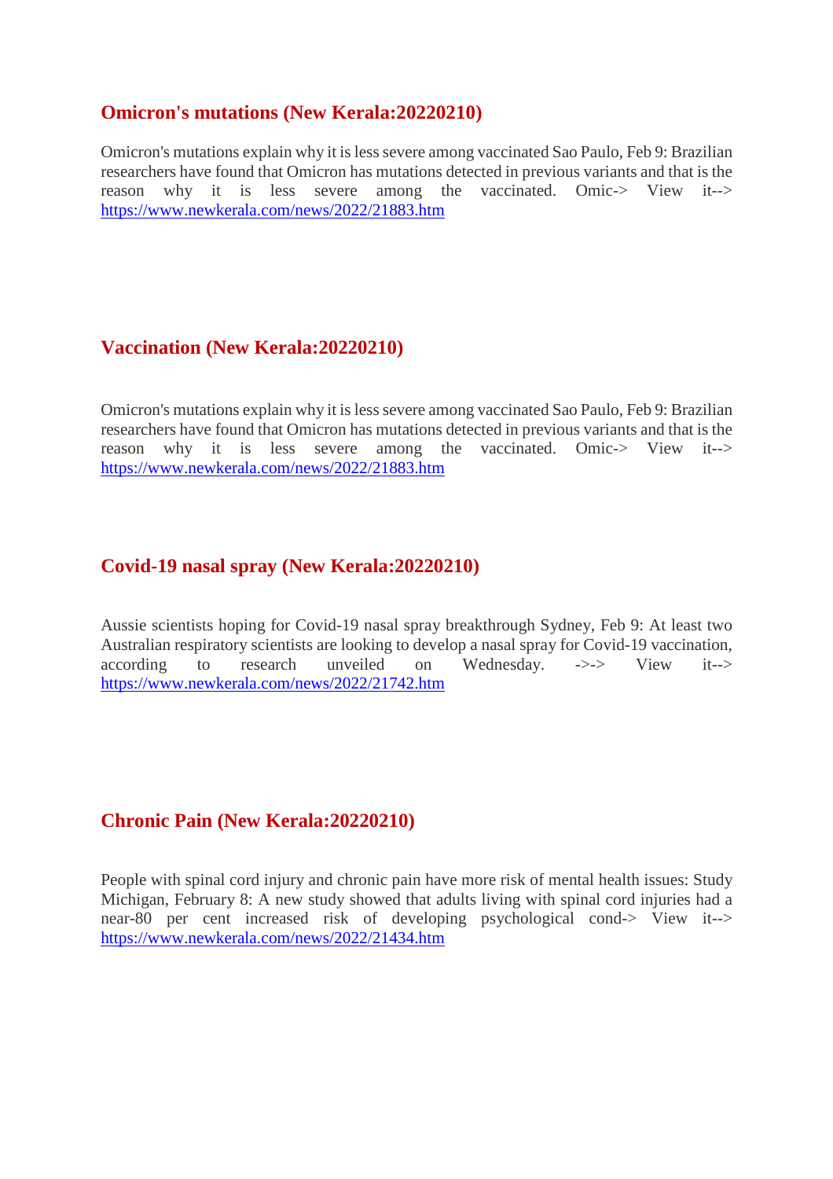## Omicron's mutations (New Kerala:20220210)

Omicron's mutations explain why it is less severe among vaccinated Sao Paulo, Feb 9: Brazilian researchers have found that Omicron has mutations detected in previous variants and that is the reason why it is less severe among the vaccinated. Omic-> View it--> https://www.newkerala.com/news/2022/21883.htm

## Vaccination (New Kerala:20220210)

Omicron's mutations explain why it is less severe among vaccinated Sao Paulo, Feb 9: Brazilian researchers have found that Omicron has mutations detected in previous variants and that is the reason why it is less severe among the vaccinated. Omic-> View it--> https://www.newkerala.com/news/2022/21883.htm

## Covid-19 nasal spray (New Kerala:20220210)

Aussie scientists hoping for Covid-19 nasal spray breakthrough Sydney, Feb 9: At least two Australian respiratory scientists are looking to develop a nasal spray for Covid-19 vaccination, according to research unveiled on Wednesday. ->-> View it--> https://www.newkerala.com/news/2022/21742.htm

## Chronic Pain (New Kerala:20220210)

People with spinal cord injury and chronic pain have more risk of mental health issues: Study Michigan, February 8: A new study showed that adults living with spinal cord injuries had a near-80 per cent increased risk of developing psychological cond-> View it--> https://www.newkerala.com/news/2022/21434.htm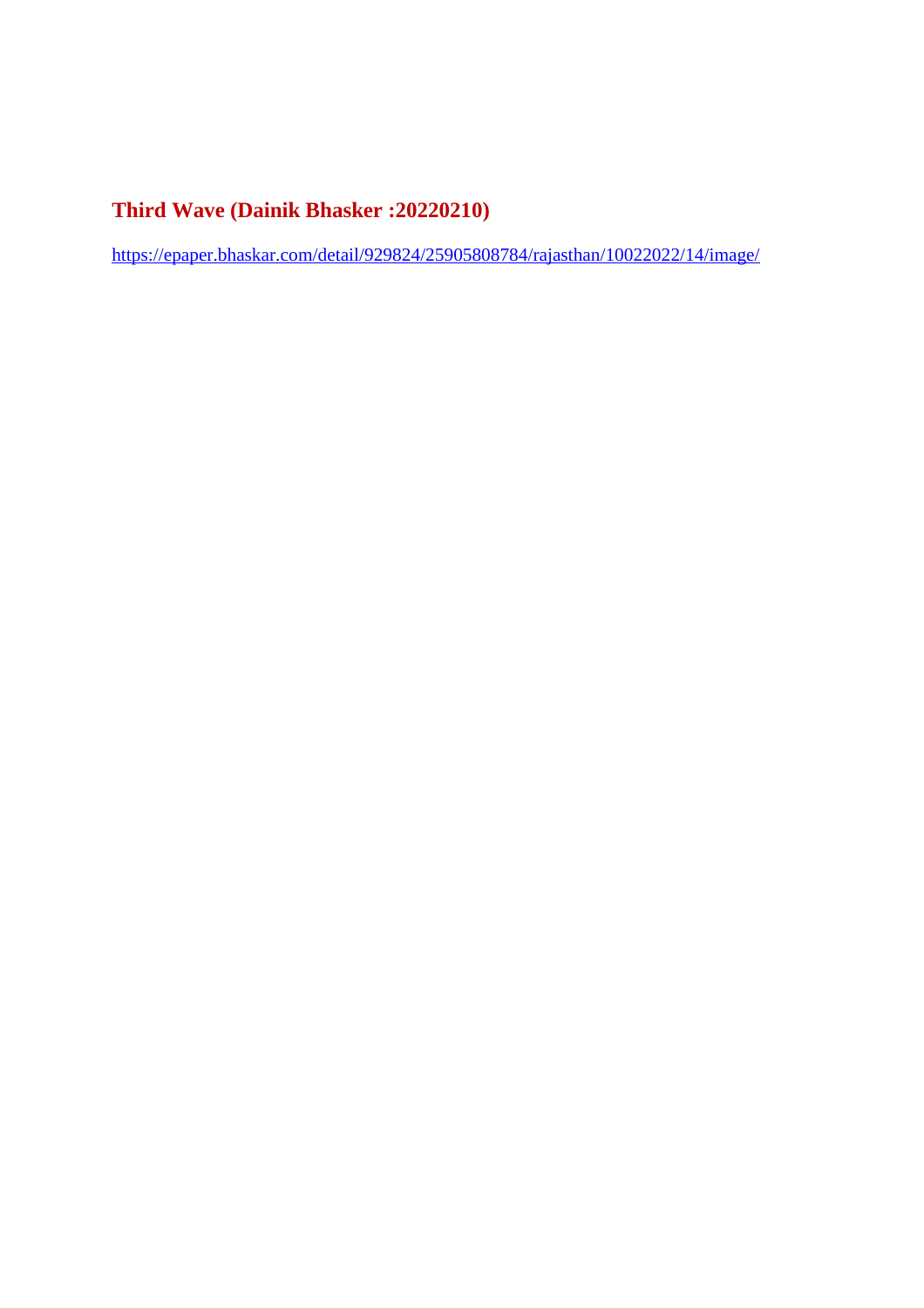## Third Wave (Dainik Bhasker :20220210)

https://epaper.bhaskar.com/detail/929824/25905808784/rajasthan/10022022/14/image/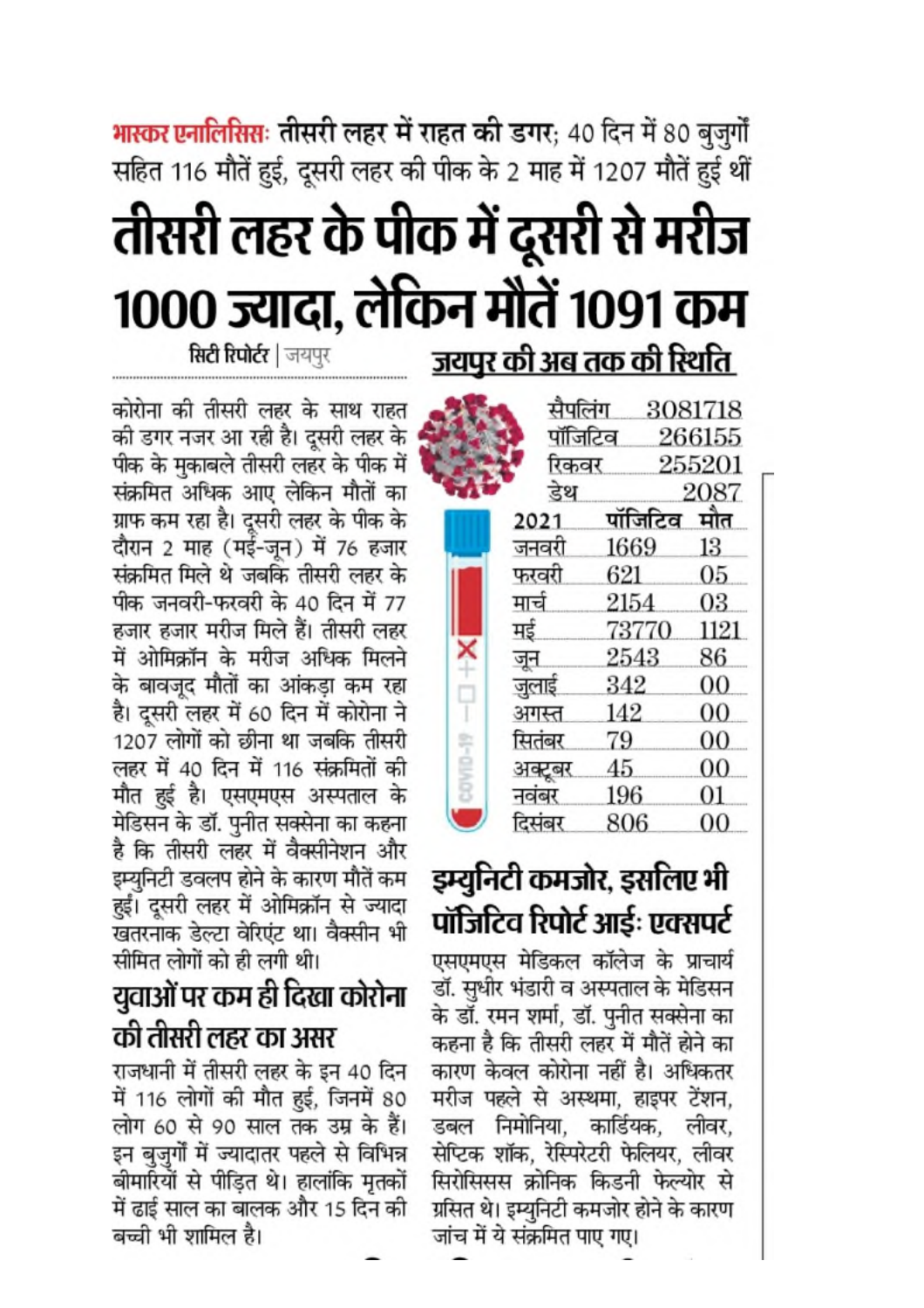**भास्कर एनालिसिसः तीसरी लहर में राहत की डगर;** 40 दिन में 80 बुजुर्गों सहित 116 मौतें हुई, दूसरी लहर की पीक के 2 माह में 1207 मौतें हुई थीं

# तीसरी लहर के पीक में दूसरी से मरीज 1000 ज्यादा, लेकिन मौतें 1091 कम

सिटी रिपोर्टर | जयपुर

कोरोना की तीसरी लहर के साथ राहत की डगर नजर आ रही है। दूसरी लहर के पीक के मुकाबले तीसरी लहर के पीक में संक्रमित अधिक आए लेकिन मौतों का ग्राफ कम रहा है। दूसरी लहर के पीक के दौरान 2 माह (मई-जून) में 76 हजार संक्रमित मिले थे जबकि तीसरी लहर के पीक जनवरी-फरवरी के 40 दिन में 77 हजार हजार मरीज मिले हैं। तीसरी लहर में ओमिक्रॉन के मरीज अधिक मिलने के बावजूद मौतों का आंकड़ा कम रहा है। दूसरी लहर में 60 दिन में कोरोना ने 1207 लोगों को छीना था जबकि तीसरी लहर में 40 दिन में 116 संक्रमितों की मौत हुई है। एसएमएस अस्पताल के मेडिसन के डॉ. पुनीत सक्सेना का कहना है कि तीसरी लहर में वैक्सीनेशन और इम्युनिटी डवलप होने के कारण मौतें कम हुईं। दूसरी लहर में ओमिक्रॉन से ज्यादा खतरनाक डेल्टा वेरिएंट था। वैक्सीन भी सीमित लोगों को ही लगी थी।

## युवाओं पर कम ही दिखा कोरोना की तीसरी लहर का असर

राजधानी में तीसरी लहर के इन 40 दिन में 116 लोगों की मौत हुई, जिनमें 80 लोग 60 से 90 साल तक उम्र के हैं। इन बुजुर्गों में ज्यादातर पहले से विभिन्न बीमारियों से पीड़ित थे। हालांकि मृतकों में ढाई साल का बालक और 15 दिन की बच्ची भी शामिल है।

## जयपुर की अब तक की स्थिति

| | |
|---|---|
| सैंपलिंग | 3081718 |
| पॉजिटिव | 266155 |
| रिकवर | 255201 |
| डेथ | 2087 |

| 2021 | पॉजिटिव | मौत |
|---|---|---|
| जनवरी | 1669 | 13 |
| फरवरी | 621 | 05 |
| मार्च | 2154 | 03 |
| मई | 73770 | 1121 |
| जून | 2543 | 86 |
| जुलाई | 342 | 00 |
| अगस्त | 142 | 00 |
| सितंबर | 79 | 00 |
| अक्टूबर | 45 | 00 |
| नवंबर | 196 | 01 |
| दिसंबर | 806 | 00 |

## इम्युनिटी कमजोर, इसलिए भी पॉजिटिव रिपोर्ट आईः एक्सपर्ट

एसएमएस मेडिकल कॉलेज के प्राचार्य डॉ. सुधीर भंडारी व अस्पताल के मेडिसन के डॉ. रमन शर्मा, डॉ. पुनीत सक्सेना का कहना है कि तीसरी लहर में मौतें होने का कारण केवल कोरोना नहीं है। अधिकतर मरीज पहले से अस्थमा, हाइपर टेंशन, डबल निमोनिया, कार्डियक, लीवर, सेप्टिक शॉक, रेस्पिरेटरी फेलियर, लीवर सिरोसिसस क्रोनिक किडनी फेल्योर से ग्रसित थे। इम्युनिटी कमजोर होने के कारण जांच में ये संक्रमित पाए गए।